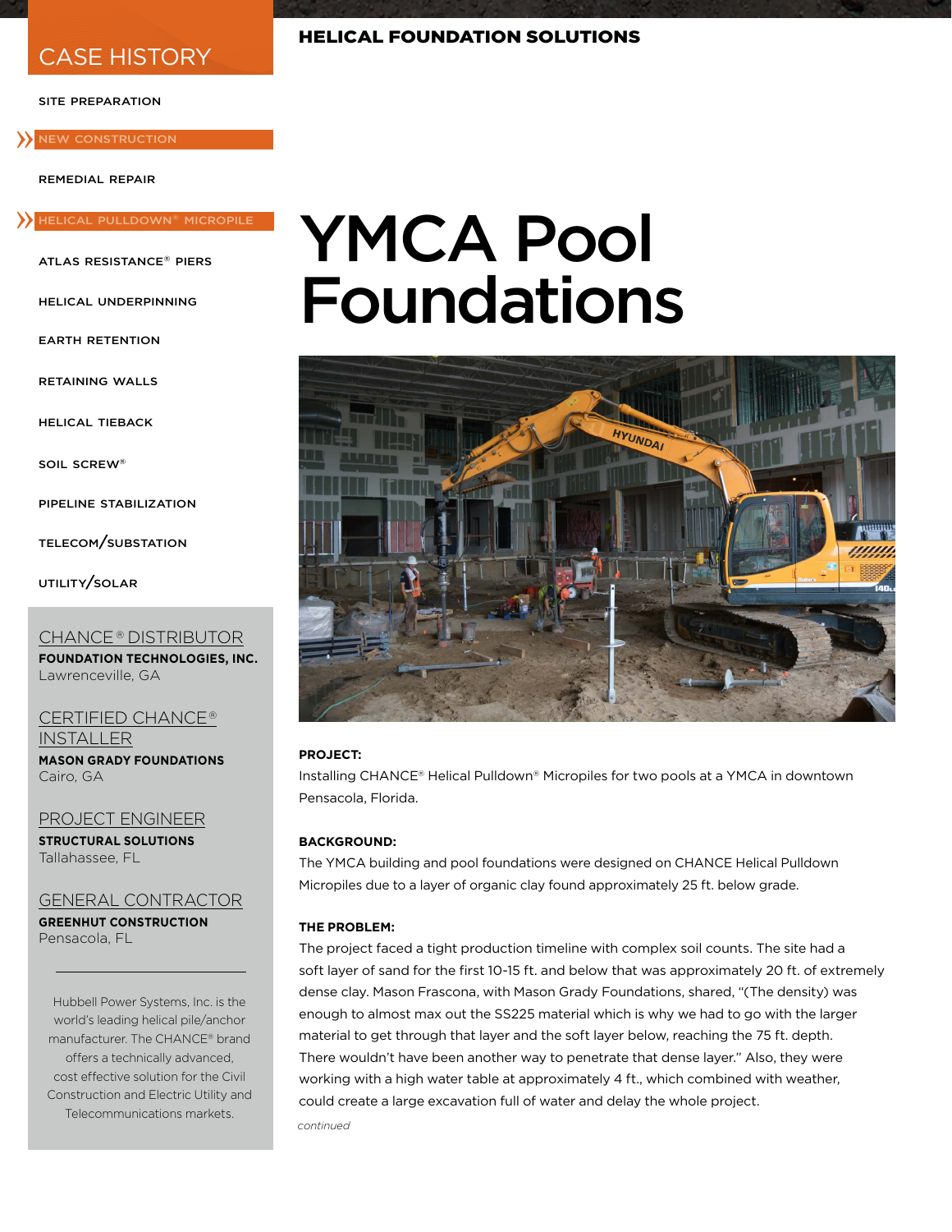CASE HISTORY

HELICAL FOUNDATION SOLUTIONS

- SITE PREPARATION
- NEW CONSTRUCTION
- REMEDIAL REPAIR
- HELICAL PULLDOWN® MICROPILE
- ATLAS RESISTANCE® PIERS
- HELICAL UNDERPINNING
- EARTH RETENTION
- RETAINING WALLS
- HELICAL TIEBACK
- SOIL SCREW®
- PIPELINE STABILIZATION
- TELECOM/SUBSTATION
- UTILITY/SOLAR

# YMCA Pool Foundations

**PROJECT:**
Installing CHANCE® Helical Pulldown® Micropiles for two pools at a YMCA in downtown Pensacola, Florida.

**BACKGROUND:**
The YMCA building and pool foundations were designed on CHANCE Helical Pulldown Micropiles due to a layer of organic clay found approximately 25 ft. below grade.

**THE PROBLEM:**
The project faced a tight production timeline with complex soil counts. The site had a soft layer of sand for the first 10-15 ft. and below that was approximately 20 ft. of extremely dense clay. Mason Frascona, with Mason Grady Foundations, shared, "(The density) was enough to almost max out the SS225 material which is why we had to go with the larger material to get through that layer and the soft layer below, reaching the 75 ft. depth. There wouldn't have been another way to penetrate that dense layer." Also, they were working with a high water table at approximately 4 ft., which combined with weather, could create a large excavation full of water and delay the whole project.

*continued*

CHANCE® DISTRIBUTOR
**FOUNDATION TECHNOLOGIES, INC.**
Lawrenceville, GA

CERTIFIED CHANCE® INSTALLER
**MASON GRADY FOUNDATIONS**
Cairo, GA

PROJECT ENGINEER
**STRUCTURAL SOLUTIONS**
Tallahassee, FL

GENERAL CONTRACTOR
**GREENHUT CONSTRUCTION**
Pensacola, FL

Hubbell Power Systems, Inc. is the world's leading helical pile/anchor manufacturer. The CHANCE® brand offers a technically advanced, cost effective solution for the Civil Construction and Electric Utility and Telecommunications markets.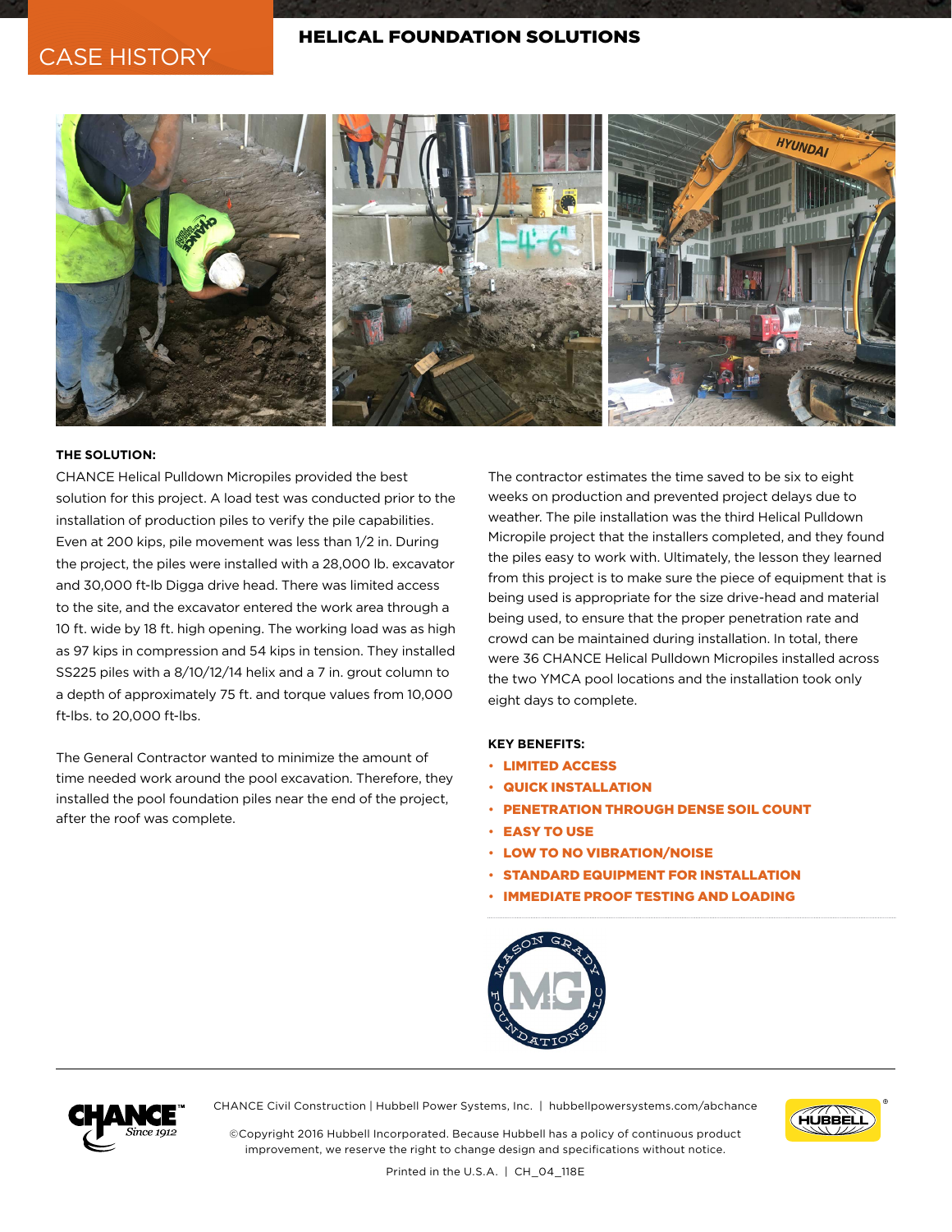# CASE HISTORY

## HELICAL FOUNDATION SOLUTIONS

**THE SOLUTION:**

CHANCE Helical Pulldown Micropiles provided the best solution for this project. A load test was conducted prior to the installation of production piles to verify the pile capabilities. Even at 200 kips, pile movement was less than 1/2 in. During the project, the piles were installed with a 28,000 lb. excavator and 30,000 ft-lb Digga drive head. There was limited access to the site, and the excavator entered the work area through a 10 ft. wide by 18 ft. high opening. The working load was as high as 97 kips in compression and 54 kips in tension. They installed SS225 piles with a 8/10/12/14 helix and a 7 in. grout column to a depth of approximately 75 ft. and torque values from 10,000 ft-lbs. to 20,000 ft-lbs.

The General Contractor wanted to minimize the amount of time needed work around the pool excavation. Therefore, they installed the pool foundation piles near the end of the project, after the roof was complete.

The contractor estimates the time saved to be six to eight weeks on production and prevented project delays due to weather. The pile installation was the third Helical Pulldown Micropile project that the installers completed, and they found the piles easy to work with. Ultimately, the lesson they learned from this project is to make sure the piece of equipment that is being used is appropriate for the size drive-head and material being used, to ensure that the proper penetration rate and crowd can be maintained during installation. In total, there were 36 CHANCE Helical Pulldown Micropiles installed across the two YMCA pool locations and the installation took only eight days to complete.

**KEY BENEFITS:**

- **LIMITED ACCESS**
- **QUICK INSTALLATION**
- **PENETRATION THROUGH DENSE SOIL COUNT**
- **EASY TO USE**
- **LOW TO NO VIBRATION/NOISE**
- **STANDARD EQUIPMENT FOR INSTALLATION**
- **IMMEDIATE PROOF TESTING AND LOADING**

MASON GRADY FOUNDATIONS LLC

CHANCE Civil Construction | Hubbell Power Systems, Inc. | hubbellpowersystems.com/abchance

©Copyright 2016 Hubbell Incorporated. Because Hubbell has a policy of continuous product improvement, we reserve the right to change design and specifications without notice.

Printed in the U.S.A. | CH_04_118E